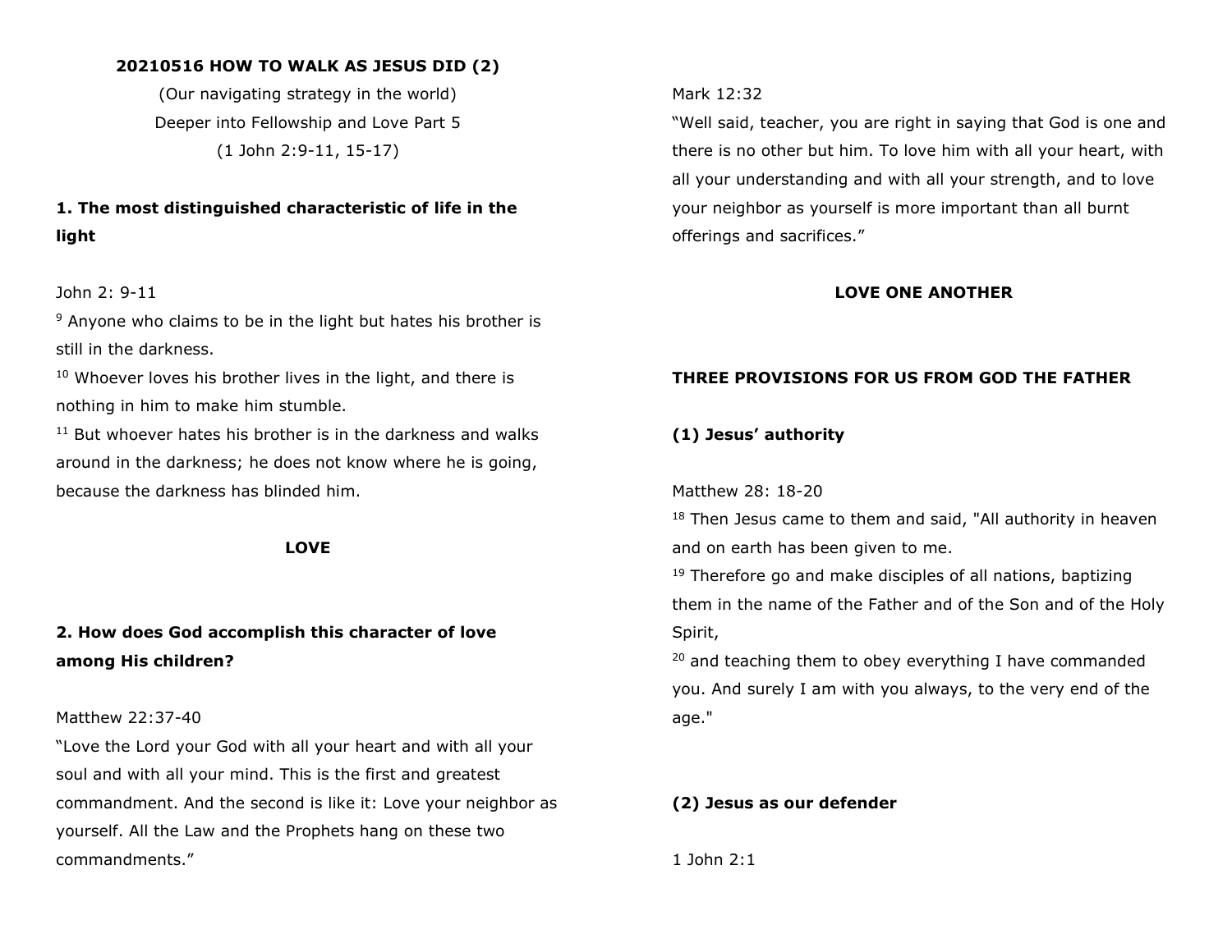**20210516 HOW TO WALK AS JESUS DID (2)**

(Our navigating strategy in the world)

Deeper into Fellowship and Love Part 5

(1 John 2:9-11, 15-17)

## 1. The most distinguished characteristic of life in the light

John 2: 9-11

[9] Anyone who claims to be in the light but hates his brother is still in the darkness.

[10] Whoever loves his brother lives in the light, and there is nothing in him to make him stumble.

[11] But whoever hates his brother is in the darkness and walks around in the darkness; he does not know where he is going, because the darkness has blinded him.

**LOVE**

## 2. How does God accomplish this character of love among His children?

Matthew 22:37-40

"Love the Lord your God with all your heart and with all your soul and with all your mind. This is the first and greatest commandment. And the second is like it: Love your neighbor as yourself. All the Law and the Prophets hang on these two commandments."

Mark 12:32

"Well said, teacher, you are right in saying that God is one and there is no other but him. To love him with all your heart, with all your understanding and with all your strength, and to love your neighbor as yourself is more important than all burnt offerings and sacrifices."

**LOVE ONE ANOTHER**

**THREE PROVISIONS FOR US FROM GOD THE FATHER**

**(1) Jesus' authority**

Matthew 28: 18-20

[18] Then Jesus came to them and said, "All authority in heaven and on earth has been given to me.

[19] Therefore go and make disciples of all nations, baptizing them in the name of the Father and of the Son and of the Holy Spirit,

[20] and teaching them to obey everything I have commanded you. And surely I am with you always, to the very end of the age."

**(2) Jesus as our defender**

1 John 2:1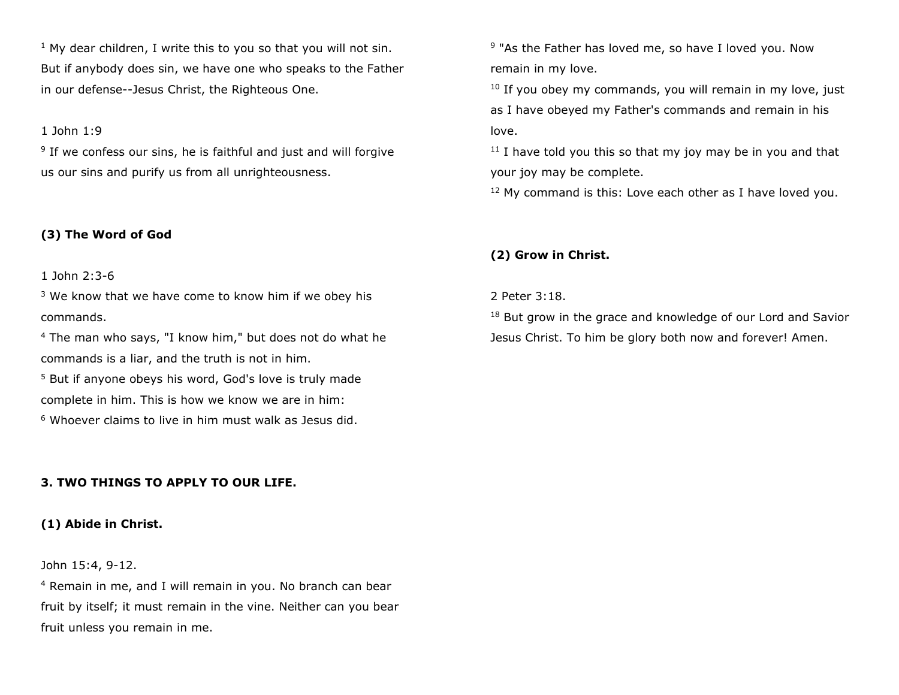[1] My dear children, I write this to you so that you will not sin. But if anybody does sin, we have one who speaks to the Father in our defense--Jesus Christ, the Righteous One.

1 John 1:9

[9] If we confess our sins, he is faithful and just and will forgive us our sins and purify us from all unrighteousness.

**(3) The Word of God**

1 John 2:3-6

[3] We know that we have come to know him if we obey his commands.

[4] The man who says, "I know him," but does not do what he commands is a liar, and the truth is not in him.

[5] But if anyone obeys his word, God's love is truly made complete in him. This is how we know we are in him:

[6] Whoever claims to live in him must walk as Jesus did.

**3. TWO THINGS TO APPLY TO OUR LIFE.**

**(1) Abide in Christ.**

John 15:4, 9-12.

[4] Remain in me, and I will remain in you. No branch can bear fruit by itself; it must remain in the vine. Neither can you bear fruit unless you remain in me.

[9] "As the Father has loved me, so have I loved you. Now remain in my love.

[10] If you obey my commands, you will remain in my love, just as I have obeyed my Father's commands and remain in his love.

[11] I have told you this so that my joy may be in you and that your joy may be complete.

[12] My command is this: Love each other as I have loved you.

**(2) Grow in Christ.**

2 Peter 3:18.

[18] But grow in the grace and knowledge of our Lord and Savior Jesus Christ. To him be glory both now and forever! Amen.